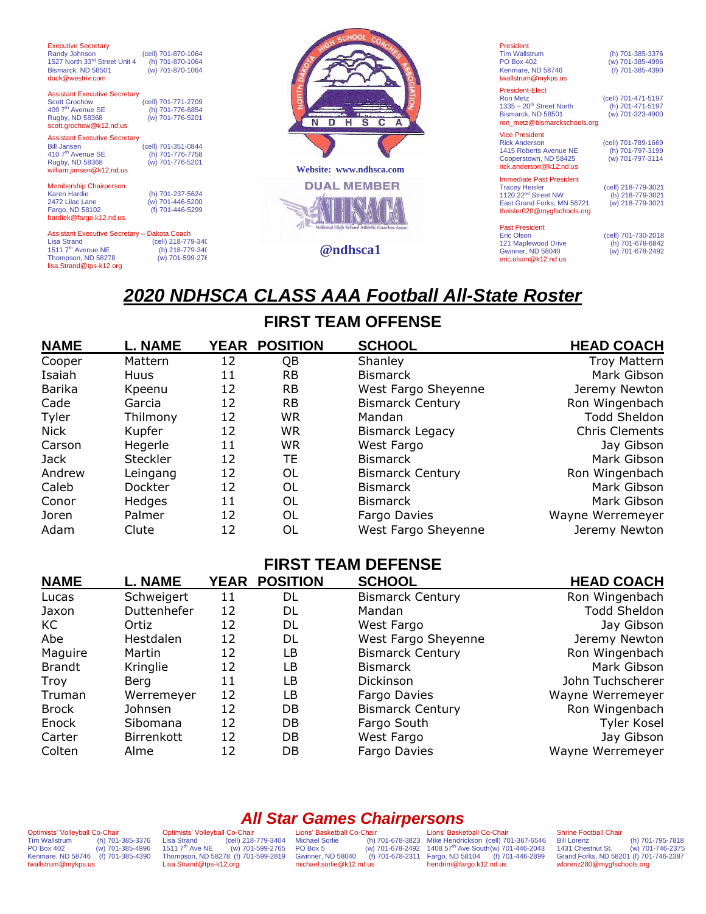Executive Secretary
Randy Johnson (cell) 701-870-1064
1527 North 33rd Street Unit 4 (h) 701-870-1064
Bismarck, ND 58501 (w) 701-870-1064
duck@westriv.com

Assistant Executive Secretary
Scott Grochow (cell) 701-771-2709
409 7th Avenue SE (h) 701-776-6854
Rugby, ND 58368 (w) 701-776-5201
scott.grochow@k12.nd.us

Assistant Executive Secretary
Bill Jansen (cell) 701-351-0844
410 7th Avenue SE (h) 701-776-7758
Rugby, ND 58368 (w) 701-776-5201
william.jansen@k12.nd.us

Membership Chairperson
Karen Hardie (h) 701-237-5624
2472 Lilac Lane (w) 701-446-5200
Fargo, ND 58102 (f) 701-446-5299
hardiek@fargo.k12.nd.us

Assistant Executive Secretary – Dakota Coach
Lisa Strand (cell) 218-779-340
1511 7th Avenue NE (h) 218-779-340
Thompson, ND 58278 (w) 701-599-276
lisa.Strand@tps-k12.org

NORTH DAKOTA HIGH SCHOOL COACHES ASSOCIATION
N D H S C A

Website: www.ndhsca.com

DUAL MEMBER
NHSACA
National High School Athletic Coaches Assoc.

@ndhsca1

President
Tim Wallstrum (h) 701-385-3376
PO Box 402 (w) 701-385-4996
Kenmare, ND 58746 (f) 701-385-4390
twallstrum@mykps.us

President-Elect
Ron Metz (cell) 701-471-5197
1335 – 20th Street North (h) 701-471-5197
Bismarck, ND 58501 (w) 701-323-4900
ron_metz@bismarckschools.org

Vice President
Rick Anderson (cell) 701-789-1669
1415 Roberts Avenue NE (h) 701-797-3199
Cooperstown, ND 58425 (w) 701-797-3114
rick.anderson@k12.nd.us

Immediate Past President
Tracey Heisler (cell) 218-779-3021
1120 22nd Street NW (h) 218-779-3021
East Grand Forks, MN 56721 (w) 218-779-3021
theisler020@mygfschools.org

Past President
Eric Olson (cell) 701-730-2018
121 Maplewood Drive (h) 701-678-6842
Gwinner, ND 58040 (w) 701-678-2492
eric.olson@k12.nd.us

# 2020 NDHSCA CLASS AAA Football All-State Roster

## FIRST TEAM OFFENSE

| NAME | L. NAME | YEAR | POSITION | SCHOOL | HEAD COACH |
|---|---|---|---|---|---|
| Cooper | Mattern | 12 | QB | Shanley | Troy Mattern |
| Isaiah | Huus | 11 | RB | Bismarck | Mark Gibson |
| Barika | Kpeenu | 12 | RB | West Fargo Sheyenne | Jeremy Newton |
| Cade | Garcia | 12 | RB | Bismarck Century | Ron Wingenbach |
| Tyler | Thilmony | 12 | WR | Mandan | Todd Sheldon |
| Nick | Kupfer | 12 | WR | Bismarck Legacy | Chris Clements |
| Carson | Hegerle | 11 | WR | West Fargo | Jay Gibson |
| Jack | Steckler | 12 | TE | Bismarck | Mark Gibson |
| Andrew | Leingang | 12 | OL | Bismarck Century | Ron Wingenbach |
| Caleb | Dockter | 12 | OL | Bismarck | Mark Gibson |
| Conor | Hedges | 11 | OL | Bismarck | Mark Gibson |
| Joren | Palmer | 12 | OL | Fargo Davies | Wayne Werremeyer |
| Adam | Clute | 12 | OL | West Fargo Sheyenne | Jeremy Newton |

## FIRST TEAM DEFENSE

| NAME | L. NAME | YEAR | POSITION | SCHOOL | HEAD COACH |
|---|---|---|---|---|---|
| Lucas | Schweigert | 11 | DL | Bismarck Century | Ron Wingenbach |
| Jaxon | Duttenhefer | 12 | DL | Mandan | Todd Sheldon |
| KC | Ortiz | 12 | DL | West Fargo | Jay Gibson |
| Abe | Hestdalen | 12 | DL | West Fargo Sheyenne | Jeremy Newton |
| Maguire | Martin | 12 | LB | Bismarck Century | Ron Wingenbach |
| Brandt | Kringlie | 12 | LB | Bismarck | Mark Gibson |
| Troy | Berg | 11 | LB | Dickinson | John Tuchscherer |
| Truman | Werremeyer | 12 | LB | Fargo Davies | Wayne Werremeyer |
| Brock | Johnsen | 12 | DB | Bismarck Century | Ron Wingenbach |
| Enock | Sibomana | 12 | DB | Fargo South | Tyler Kosel |
| Carter | Birrenkott | 12 | DB | West Fargo | Jay Gibson |
| Colten | Alme | 12 | DB | Fargo Davies | Wayne Werremeyer |

## All Star Games Chairpersons

Optimists' Volleyball Co-Chair
Tim Wallstrum (h) 701-385-3376
PO Box 402 (w) 701-385-4996
Kenmare, ND 58746 (f) 701-385-4390
twallstrum@mykps.us

Optimists' Volleyball Co-Chair
Lisa Strand (cell) 218-779-3404
1511 7th Ave NE (w) 701-599-2765
Thompson, ND 58278 (f) 701-599-2819
Lisa.Strand@tps-k12.org

Lions' Basketball Co-Chair
Michael Sorlie (h) 701-678-3823
PO Box 5 (w) 701-678-2492
Gwinner, ND 58040 (f) 701-678-2311
michael.sorlie@k12.nd.us

Lions' Basketball Co-Chair
Mike Hendrickson (cell) 701-367-6546
1408 57th Ave South (w) 701-446-2043
Fargo, ND 58104 (f) 701-446-2899
hendrim@fargo.k12.nd.us

Shrine Football Chair
Bill Lorenz (h) 701-795-7818
1431 Chestnut St. (w) 701-746-2375
Grand Forks, ND 58201 (f) 701-746-2387
wlorenz280@mygfschools.org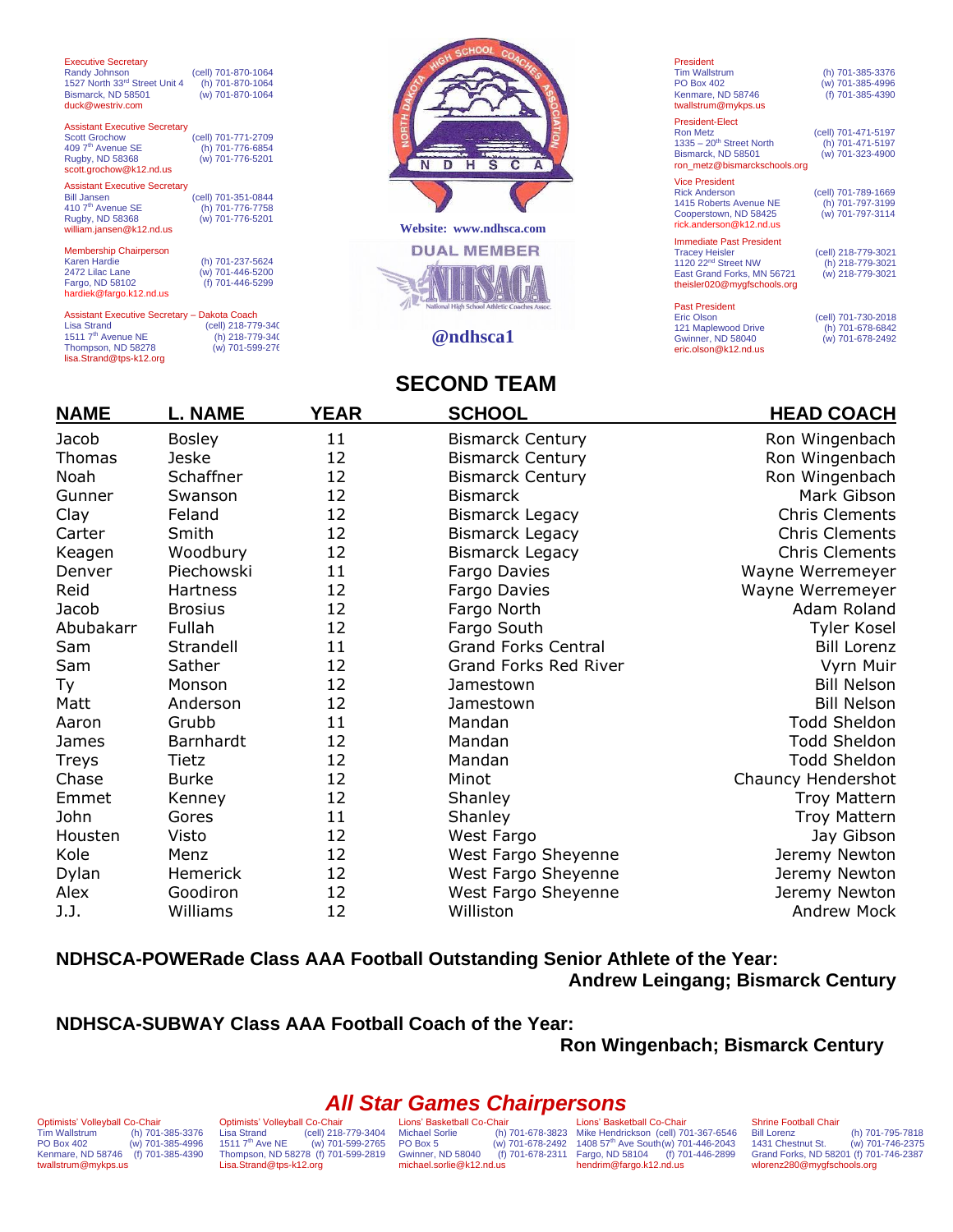Executive Secretary
Randy Johnson (cell) 701-870-1064
1527 North 33rd Street Unit 4 (h) 701-870-1064
Bismarck, ND 58501 (w) 701-870-1064
duck@westriv.com

Assistant Executive Secretary
Scott Grochow (cell) 701-771-2709
409 7th Avenue SE (h) 701-776-6854
Rugby, ND 58368 (w) 701-776-5201
scott.grochow@k12.nd.us

Assistant Executive Secretary
Bill Jansen (cell) 701-351-0844
410 7th Avenue SE (h) 701-776-7758
Rugby, ND 58368 (w) 701-776-5201
william.jansen@k12.nd.us

Membership Chairperson
Karen Hardie (h) 701-237-5624
2472 Lilac Lane (w) 701-446-5200
Fargo, ND 58102 (f) 701-446-5299
hardiek@fargo.k12.nd.us

Assistant Executive Secretary – Dakota Coach
Lisa Strand (cell) 218-779-340
1511 7th Avenue NE (h) 218-779-340
Thompson, ND 58278 (w) 701-599-276
lisa.Strand@tps-k12.org

Website: www.ndhsca.com

DUAL MEMBER

@ndhsca1

President
Tim Wallstrum (h) 701-385-3376
PO Box 402 (w) 701-385-4996
Kenmare, ND 58746 (f) 701-385-4390
twallstrum@mykps.us

President-Elect
Ron Metz (cell) 701-471-5197
1335 – 20th Street North (h) 701-471-5197
Bismarck, ND 58501 (w) 701-323-4900
ron_metz@bismarckschools.org

Vice President
Rick Anderson (cell) 701-789-1669
1415 Roberts Avenue NE (h) 701-797-3199
Cooperstown, ND 58425 (w) 701-797-3114
rick.anderson@k12.nd.us

Immediate Past President
Tracey Heisler (cell) 218-779-3021
1120 22nd Street NW (h) 218-779-3021
East Grand Forks, MN 56721 (w) 218-779-3021
theisler020@mygfschools.org

Past President
Eric Olson (cell) 701-730-2018
121 Maplewood Drive (h) 701-678-6842
Gwinner, ND 58040 (w) 701-678-2492
eric.olson@k12.nd.us

## SECOND TEAM

| NAME | L. NAME | YEAR | SCHOOL | HEAD COACH |
|---|---|---|---|---|
| Jacob | Bosley | 11 | Bismarck Century | Ron Wingenbach |
| Thomas | Jeske | 12 | Bismarck Century | Ron Wingenbach |
| Noah | Schaffner | 12 | Bismarck Century | Ron Wingenbach |
| Gunner | Swanson | 12 | Bismarck | Mark Gibson |
| Clay | Feland | 12 | Bismarck Legacy | Chris Clements |
| Carter | Smith | 12 | Bismarck Legacy | Chris Clements |
| Keagen | Woodbury | 12 | Bismarck Legacy | Chris Clements |
| Denver | Piechowski | 11 | Fargo Davies | Wayne Werremeyer |
| Reid | Hartness | 12 | Fargo Davies | Wayne Werremeyer |
| Jacob | Brosius | 12 | Fargo North | Adam Roland |
| Abubakarr | Fullah | 12 | Fargo South | Tyler Kosel |
| Sam | Strandell | 11 | Grand Forks Central | Bill Lorenz |
| Sam | Sather | 12 | Grand Forks Red River | Vyrn Muir |
| Ty | Monson | 12 | Jamestown | Bill Nelson |
| Matt | Anderson | 12 | Jamestown | Bill Nelson |
| Aaron | Grubb | 11 | Mandan | Todd Sheldon |
| James | Barnhardt | 12 | Mandan | Todd Sheldon |
| Treys | Tietz | 12 | Mandan | Todd Sheldon |
| Chase | Burke | 12 | Minot | Chauncy Hendershot |
| Emmet | Kenney | 12 | Shanley | Troy Mattern |
| John | Gores | 11 | Shanley | Troy Mattern |
| Housten | Visto | 12 | West Fargo | Jay Gibson |
| Kole | Menz | 12 | West Fargo Sheyenne | Jeremy Newton |
| Dylan | Hemerick | 12 | West Fargo Sheyenne | Jeremy Newton |
| Alex | Goodiron | 12 | West Fargo Sheyenne | Jeremy Newton |
| J.J. | Williams | 12 | Williston | Andrew Mock |

**NDHSCA-POWERade Class AAA Football Outstanding Senior Athlete of the Year:**
**Andrew Leingang; Bismarck Century**

**NDHSCA-SUBWAY Class AAA Football Coach of the Year:**
**Ron Wingenbach; Bismarck Century**

## *All Star Games Chairpersons*

Optimists' Volleyball Co-Chair
Tim Wallstrum (h) 701-385-3376
PO Box 402 (w) 701-385-4996
Kenmare, ND 58746 (f) 701-385-4390
twallstrum@mykps.us

Optimists' Volleyball Co-Chair
Lisa Strand (cell) 218-779-3404
1511 7th Ave NE (w) 701-599-2765
Thompson, ND 58278 (f) 701-599-2819
Lisa.Strand@tps-k12.org

Lions' Basketball Co-Chair
Michael Sorlie (h) 701-678-3823
PO Box 5 (w) 701-678-2492
Gwinner, ND 58040 (f) 701-678-2311
michael.sorlie@k12.nd.us

Lions' Basketball Co-Chair
Mike Hendrickson (cell) 701-367-6546
1408 57th Ave South (w) 701-446-2043
Fargo, ND 58104 (f) 701-446-2899
hendrim@fargo.k12.nd.us

Shrine Football Chair
Bill Lorenz (h) 701-795-7818
1431 Chestnut St. (w) 701-746-2375
Grand Forks, ND 58201 (f) 701-746-2387
wlorenz280@mygfschools.org